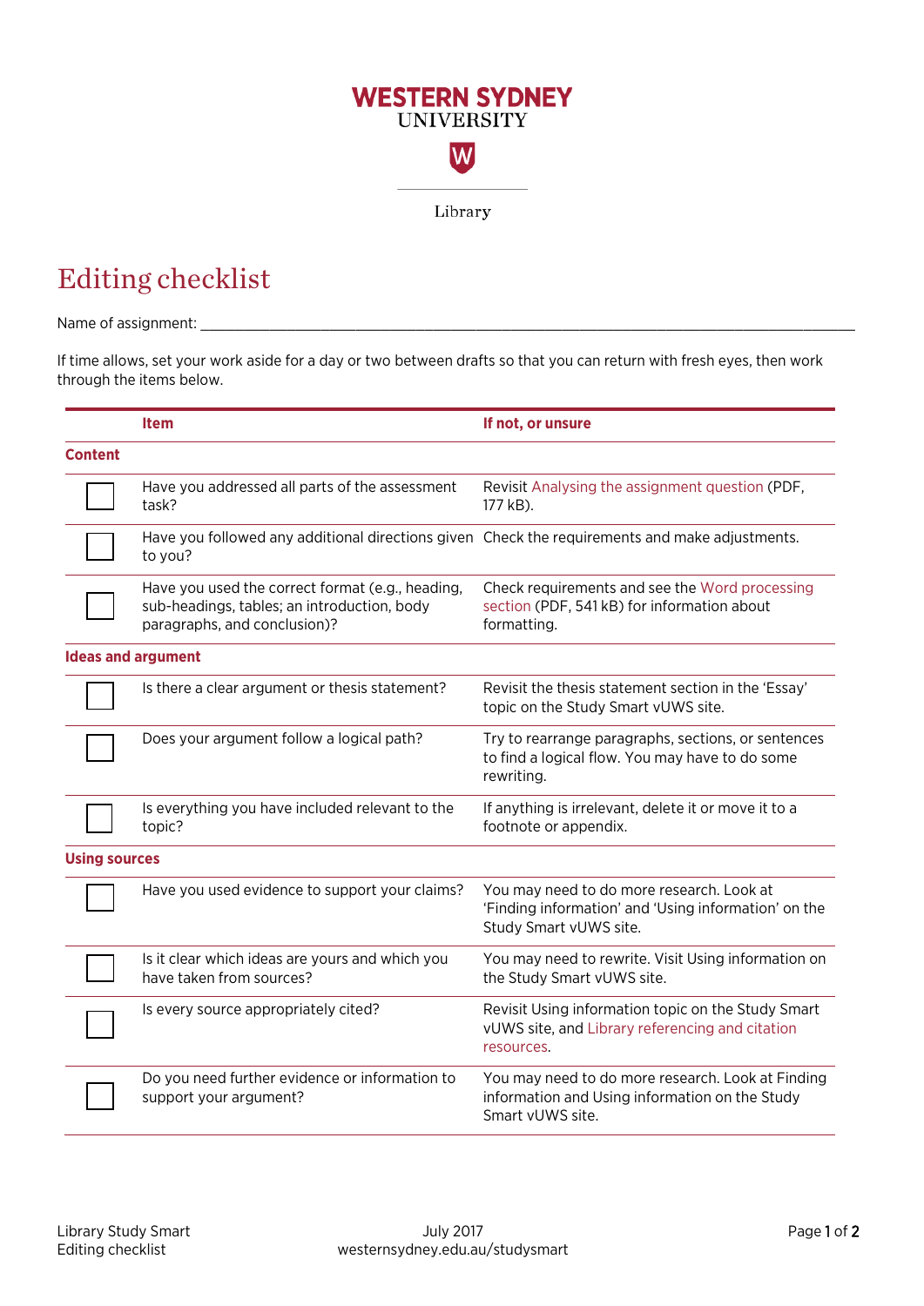WESTERN SYDNEY UNIVERSITY

Library

# Editing checklist

Name of assignment: ______________________________________________________________________

If time allows, set your work aside for a day or two between drafts so that you can return with fresh eyes, then work through the items below.

| | Item | If not, or unsure |
|---|---|---|
| **Content** | | |
| ☐ | Have you addressed all parts of the assessment task? | Revisit Analysing the assignment question (PDF, 177 kB). |
| ☐ | Have you followed any additional directions given to you? | Check the requirements and make adjustments. |
| ☐ | Have you used the correct format (e.g., heading, sub-headings, tables; an introduction, body paragraphs, and conclusion)? | Check requirements and see the Word processing section (PDF, 541 kB) for information about formatting. |
| **Ideas and argument** | | |
| ☐ | Is there a clear argument or thesis statement? | Revisit the thesis statement section in the 'Essay' topic on the Study Smart vUWS site. |
| ☐ | Does your argument follow a logical path? | Try to rearrange paragraphs, sections, or sentences to find a logical flow. You may have to do some rewriting. |
| ☐ | Is everything you have included relevant to the topic? | If anything is irrelevant, delete it or move it to a footnote or appendix. |
| **Using sources** | | |
| ☐ | Have you used evidence to support your claims? | You may need to do more research. Look at 'Finding information' and 'Using information' on the Study Smart vUWS site. |
| ☐ | Is it clear which ideas are yours and which you have taken from sources? | You may need to rewrite. Visit Using information on the Study Smart vUWS site. |
| ☐ | Is every source appropriately cited? | Revisit Using information topic on the Study Smart vUWS site, and Library referencing and citation resources. |
| ☐ | Do you need further evidence or information to support your argument? | You may need to do more research. Look at Finding information and Using information on the Study Smart vUWS site. |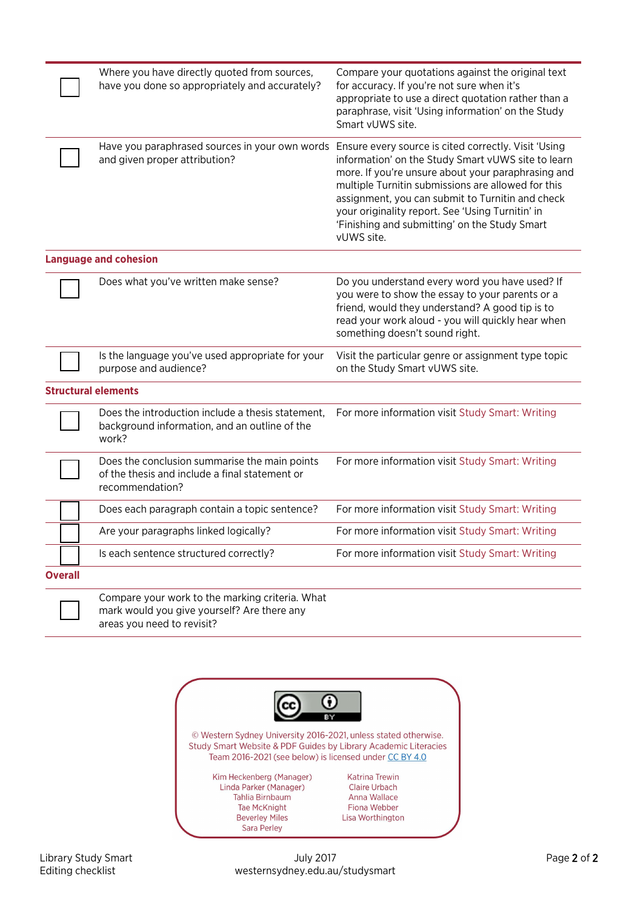| | | |
|---|---|---|
| ☐ | Where you have directly quoted from sources, have you done so appropriately and accurately? | Compare your quotations against the original text for accuracy. If you're not sure when it's appropriate to use a direct quotation rather than a paraphrase, visit 'Using information' on the Study Smart vUWS site. |
| ☐ | Have you paraphrased sources in your own words and given proper attribution? | Ensure every source is cited correctly. Visit 'Using information' on the Study Smart vUWS site to learn more. If you're unsure about your paraphrasing and multiple Turnitin submissions are allowed for this assignment, you can submit to Turnitin and check your originality report. See 'Using Turnitin' in 'Finishing and submitting' on the Study Smart vUWS site. |
| **Language and cohesion** | | |
| ☐ | Does what you've written make sense? | Do you understand every word you have used? If you were to show the essay to your parents or a friend, would they understand? A good tip is to read your work aloud - you will quickly hear when something doesn't sound right. |
| ☐ | Is the language you've used appropriate for your purpose and audience? | Visit the particular genre or assignment type topic on the Study Smart vUWS site. |
| **Structural elements** | | |
| ☐ | Does the introduction include a thesis statement, background information, and an outline of the work? | For more information visit Study Smart: Writing |
| ☐ | Does the conclusion summarise the main points of the thesis and include a final statement or recommendation? | For more information visit Study Smart: Writing |
| ☐ | Does each paragraph contain a topic sentence? | For more information visit Study Smart: Writing |
| ☐ | Are your paragraphs linked logically? | For more information visit Study Smart: Writing |
| ☐ | Is each sentence structured correctly? | For more information visit Study Smart: Writing |
| **Overall** | | |
| ☐ | Compare your work to the marking criteria. What mark would you give yourself? Are there any areas you need to revisit? | |

© Western Sydney University 2016-2021, unless stated otherwise.
Study Smart Website & PDF Guides by Library Academic Literacies Team 2016-2021 (see below) is licensed under CC BY 4.0

Kim Heckenberg (Manager)
Linda Parker (Manager)
Tahlia Birnbaum
Tae McKnight
Beverley Miles
Sara Perley

Katrina Trewin
Claire Urbach
Anna Wallace
Fiona Webber
Lisa Worthington

Library Study Smart
Editing checklist

July 2017
westernsydney.edu.au/studysmart